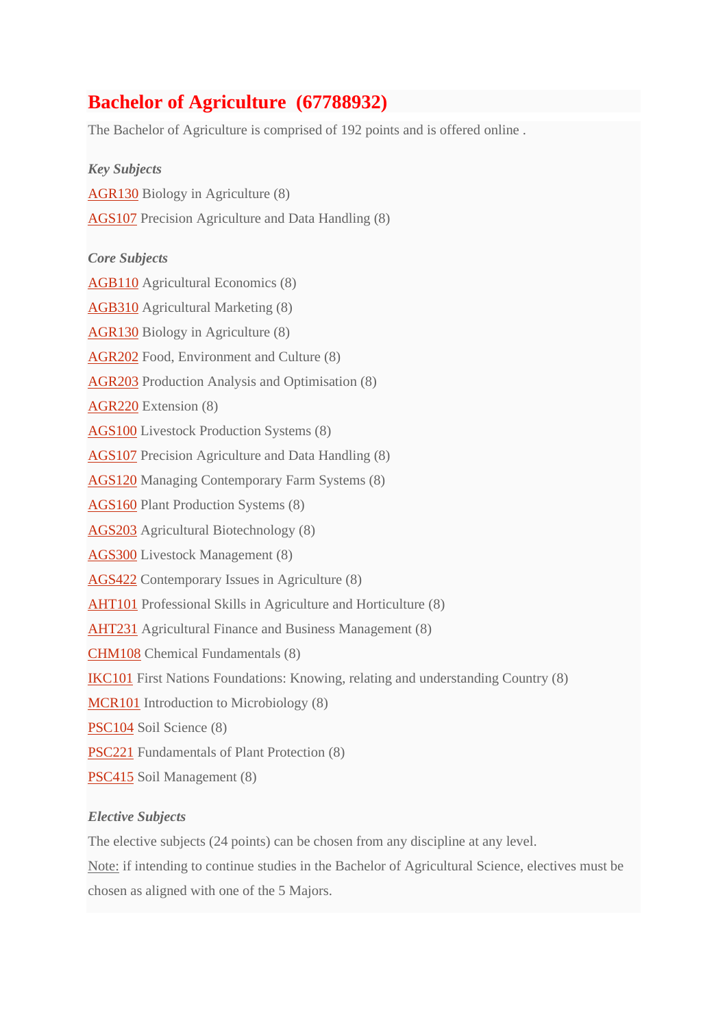# Bachelor of Agriculture (67788932)

The Bachelor of Agriculture is comprised of 192 points and is offered online .

***Key Subjects***

AGR130 Biology in Agriculture (8)

AGS107 Precision Agriculture and Data Handling (8)

***Core Subjects***

AGB110 Agricultural Economics (8)

AGB310 Agricultural Marketing (8)

AGR130 Biology in Agriculture (8)

AGR202 Food, Environment and Culture (8)

AGR203 Production Analysis and Optimisation (8)

AGR220 Extension (8)

AGS100 Livestock Production Systems (8)

AGS107 Precision Agriculture and Data Handling (8)

AGS120 Managing Contemporary Farm Systems (8)

AGS160 Plant Production Systems (8)

AGS203 Agricultural Biotechnology (8)

AGS300 Livestock Management (8)

AGS422 Contemporary Issues in Agriculture (8)

AHT101 Professional Skills in Agriculture and Horticulture (8)

AHT231 Agricultural Finance and Business Management (8)

CHM108 Chemical Fundamentals (8)

IKC101 First Nations Foundations: Knowing, relating and understanding Country (8)

MCR101 Introduction to Microbiology (8)

PSC104 Soil Science (8)

PSC221 Fundamentals of Plant Protection (8)

PSC415 Soil Management (8)

***Elective Subjects***

The elective subjects (24 points) can be chosen from any discipline at any level.

Note: if intending to continue studies in the Bachelor of Agricultural Science, electives must be chosen as aligned with one of the 5 Majors.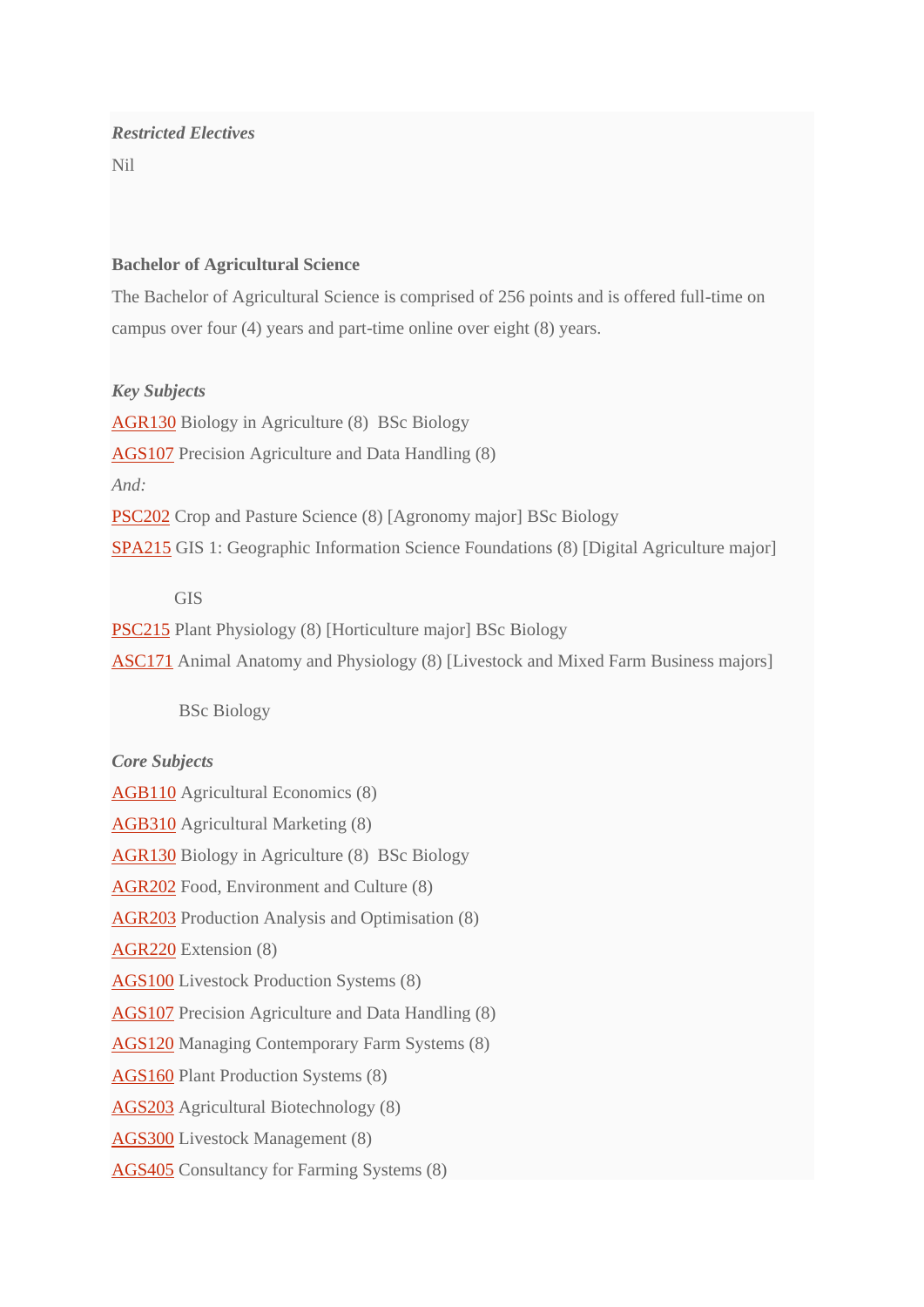*Restricted Electives*

Nil

**Bachelor of Agricultural Science**

The Bachelor of Agricultural Science is comprised of 256 points and is offered full-time on campus over four (4) years and part-time online over eight (8) years.

*Key Subjects*

AGR130 Biology in Agriculture (8)  BSc Biology

AGS107 Precision Agriculture and Data Handling (8)

*And:*

PSC202 Crop and Pasture Science (8) [Agronomy major] BSc Biology

SPA215 GIS 1: Geographic Information Science Foundations (8) [Digital Agriculture major]

GIS

PSC215 Plant Physiology (8) [Horticulture major] BSc Biology

ASC171 Animal Anatomy and Physiology (8) [Livestock and Mixed Farm Business majors]

BSc Biology

*Core Subjects*

AGB110 Agricultural Economics (8)

AGB310 Agricultural Marketing (8)

AGR130 Biology in Agriculture (8)  BSc Biology

AGR202 Food, Environment and Culture (8)

AGR203 Production Analysis and Optimisation (8)

AGR220 Extension (8)

AGS100 Livestock Production Systems (8)

AGS107 Precision Agriculture and Data Handling (8)

AGS120 Managing Contemporary Farm Systems (8)

AGS160 Plant Production Systems (8)

AGS203 Agricultural Biotechnology (8)

AGS300 Livestock Management (8)

AGS405 Consultancy for Farming Systems (8)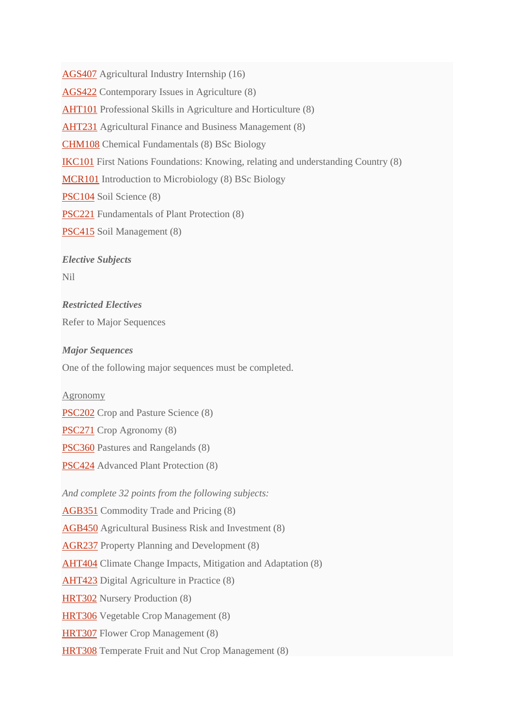AGS407 Agricultural Industry Internship (16)

AGS422 Contemporary Issues in Agriculture (8)

AHT101 Professional Skills in Agriculture and Horticulture (8)

AHT231 Agricultural Finance and Business Management (8)

CHM108 Chemical Fundamentals (8) BSc Biology

IKC101 First Nations Foundations: Knowing, relating and understanding Country (8)

MCR101 Introduction to Microbiology (8) BSc Biology

PSC104 Soil Science (8)

PSC221 Fundamentals of Plant Protection (8)

PSC415 Soil Management (8)

***Elective Subjects***

Nil

***Restricted Electives***

Refer to Major Sequences

***Major Sequences***

One of the following major sequences must be completed.

Agronomy

PSC202 Crop and Pasture Science (8)

PSC271 Crop Agronomy (8)

PSC360 Pastures and Rangelands (8)

PSC424 Advanced Plant Protection (8)

*And complete 32 points from the following subjects:*

AGB351 Commodity Trade and Pricing (8)

AGB450 Agricultural Business Risk and Investment (8)

AGR237 Property Planning and Development (8)

AHT404 Climate Change Impacts, Mitigation and Adaptation (8)

AHT423 Digital Agriculture in Practice (8)

HRT302 Nursery Production (8)

HRT306 Vegetable Crop Management (8)

HRT307 Flower Crop Management (8)

HRT308 Temperate Fruit and Nut Crop Management (8)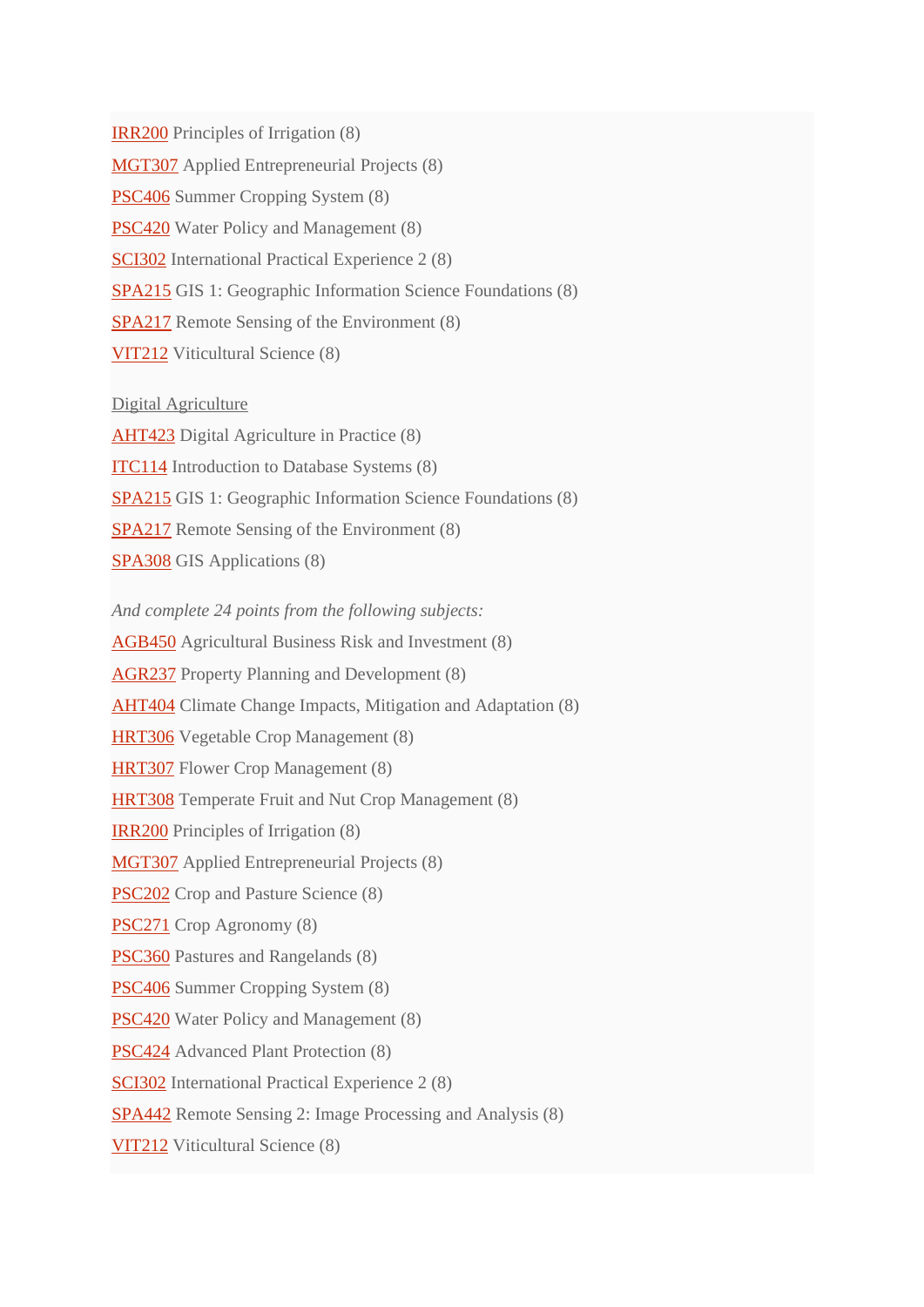IRR200 Principles of Irrigation (8)

MGT307 Applied Entrepreneurial Projects (8)

PSC406 Summer Cropping System (8)

PSC420 Water Policy and Management (8)

SCI302 International Practical Experience 2 (8)

SPA215 GIS 1: Geographic Information Science Foundations (8)

SPA217 Remote Sensing of the Environment (8)

VIT212 Viticultural Science (8)

Digital Agriculture

AHT423 Digital Agriculture in Practice (8)

ITC114 Introduction to Database Systems (8)

SPA215 GIS 1: Geographic Information Science Foundations (8)

SPA217 Remote Sensing of the Environment (8)

SPA308 GIS Applications (8)

*And complete 24 points from the following subjects:*

AGB450 Agricultural Business Risk and Investment (8)

AGR237 Property Planning and Development (8)

AHT404 Climate Change Impacts, Mitigation and Adaptation (8)

HRT306 Vegetable Crop Management (8)

HRT307 Flower Crop Management (8)

HRT308 Temperate Fruit and Nut Crop Management (8)

IRR200 Principles of Irrigation (8)

MGT307 Applied Entrepreneurial Projects (8)

PSC202 Crop and Pasture Science (8)

PSC271 Crop Agronomy (8)

PSC360 Pastures and Rangelands (8)

PSC406 Summer Cropping System (8)

PSC420 Water Policy and Management (8)

PSC424 Advanced Plant Protection (8)

SCI302 International Practical Experience 2 (8)

SPA442 Remote Sensing 2: Image Processing and Analysis (8)

VIT212 Viticultural Science (8)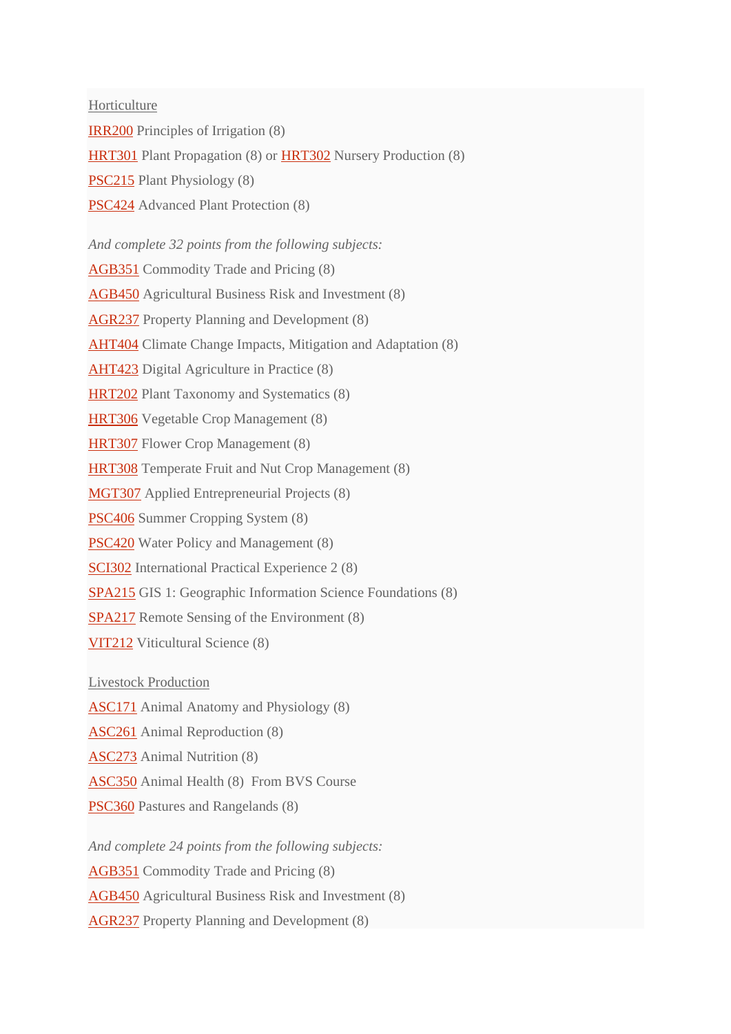Horticulture

IRR200 Principles of Irrigation (8)

HRT301 Plant Propagation (8) or HRT302 Nursery Production (8)

PSC215 Plant Physiology (8)

PSC424 Advanced Plant Protection (8)

*And complete 32 points from the following subjects:*

AGB351 Commodity Trade and Pricing (8)

AGB450 Agricultural Business Risk and Investment (8)

AGR237 Property Planning and Development (8)

AHT404 Climate Change Impacts, Mitigation and Adaptation (8)

AHT423 Digital Agriculture in Practice (8)

HRT202 Plant Taxonomy and Systematics (8)

HRT306 Vegetable Crop Management (8)

HRT307 Flower Crop Management (8)

HRT308 Temperate Fruit and Nut Crop Management (8)

MGT307 Applied Entrepreneurial Projects (8)

PSC406 Summer Cropping System (8)

PSC420 Water Policy and Management (8)

SCI302 International Practical Experience 2 (8)

SPA215 GIS 1: Geographic Information Science Foundations (8)

SPA217 Remote Sensing of the Environment (8)

VIT212 Viticultural Science (8)

Livestock Production

ASC171 Animal Anatomy and Physiology (8)

ASC261 Animal Reproduction (8)

ASC273 Animal Nutrition (8)

ASC350 Animal Health (8) From BVS Course

PSC360 Pastures and Rangelands (8)

*And complete 24 points from the following subjects:*

AGB351 Commodity Trade and Pricing (8)

AGB450 Agricultural Business Risk and Investment (8)

AGR237 Property Planning and Development (8)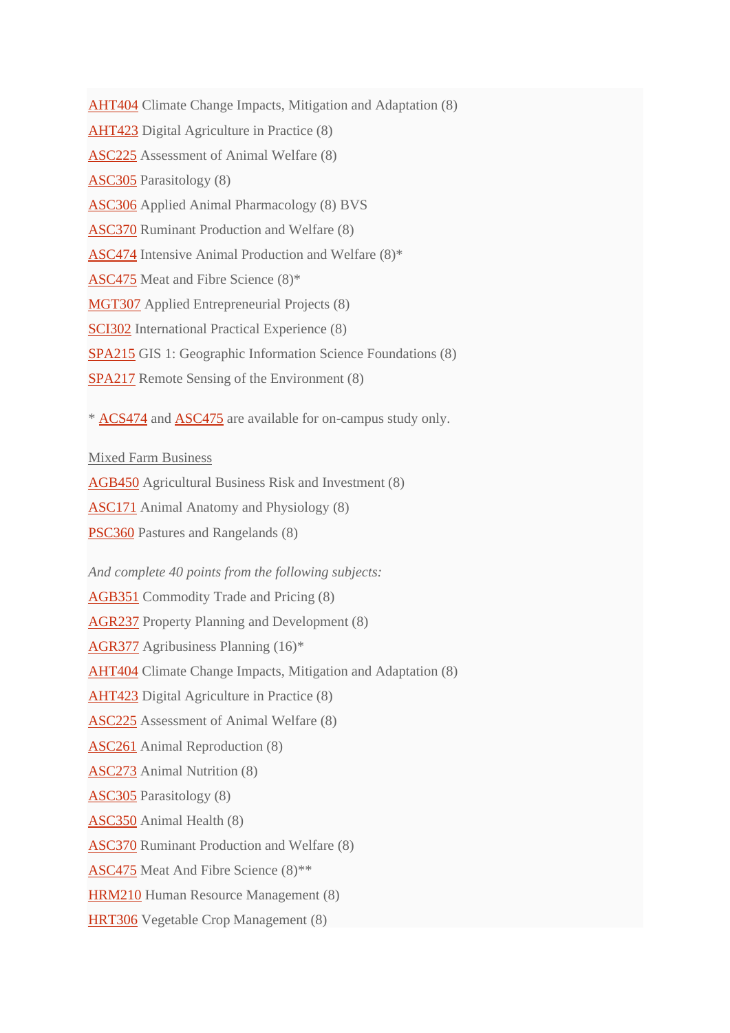AHT404 Climate Change Impacts, Mitigation and Adaptation (8)

AHT423 Digital Agriculture in Practice (8)

ASC225 Assessment of Animal Welfare (8)

ASC305 Parasitology (8)

ASC306 Applied Animal Pharmacology (8) BVS

ASC370 Ruminant Production and Welfare (8)

ASC474 Intensive Animal Production and Welfare (8)*

ASC475 Meat and Fibre Science (8)*

MGT307 Applied Entrepreneurial Projects (8)

SCI302 International Practical Experience (8)

SPA215 GIS 1: Geographic Information Science Foundations (8)

SPA217 Remote Sensing of the Environment (8)

* ACS474 and ASC475 are available for on-campus study only.

Mixed Farm Business

AGB450 Agricultural Business Risk and Investment (8)

ASC171 Animal Anatomy and Physiology (8)

PSC360 Pastures and Rangelands (8)

*And complete 40 points from the following subjects:*

AGB351 Commodity Trade and Pricing (8)

AGR237 Property Planning and Development (8)

AGR377 Agribusiness Planning (16)*

AHT404 Climate Change Impacts, Mitigation and Adaptation (8)

AHT423 Digital Agriculture in Practice (8)

ASC225 Assessment of Animal Welfare (8)

ASC261 Animal Reproduction (8)

ASC273 Animal Nutrition (8)

ASC305 Parasitology (8)

ASC350 Animal Health (8)

ASC370 Ruminant Production and Welfare (8)

ASC475 Meat And Fibre Science (8)**

HRM210 Human Resource Management (8)

HRT306 Vegetable Crop Management (8)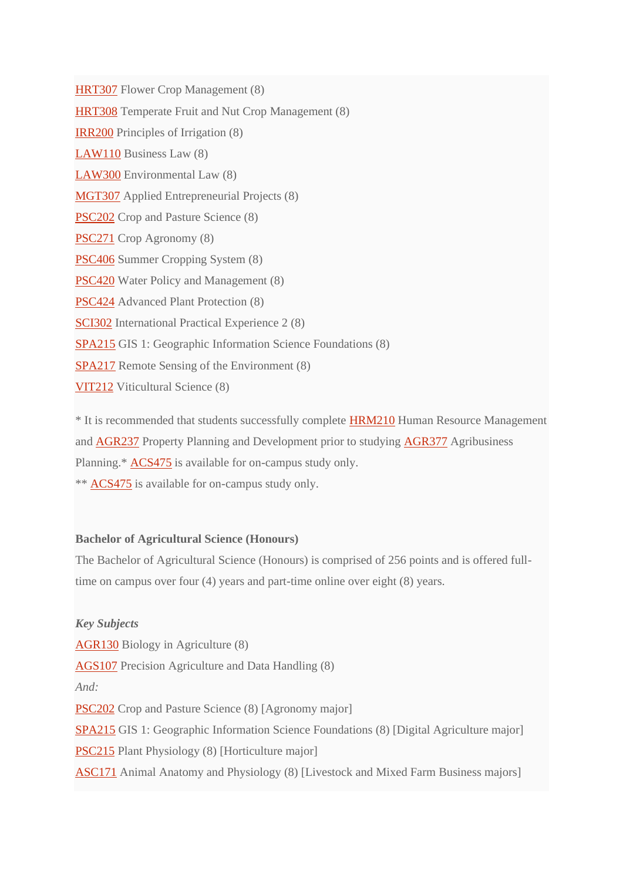HRT307 Flower Crop Management (8)

HRT308 Temperate Fruit and Nut Crop Management (8)

IRR200 Principles of Irrigation (8)

LAW110 Business Law (8)

LAW300 Environmental Law (8)

MGT307 Applied Entrepreneurial Projects (8)

PSC202 Crop and Pasture Science (8)

PSC271 Crop Agronomy (8)

PSC406 Summer Cropping System (8)

PSC420 Water Policy and Management (8)

PSC424 Advanced Plant Protection (8)

SCI302 International Practical Experience 2 (8)

SPA215 GIS 1: Geographic Information Science Foundations (8)

SPA217 Remote Sensing of the Environment (8)

VIT212 Viticultural Science (8)

* It is recommended that students successfully complete HRM210 Human Resource Management and AGR237 Property Planning and Development prior to studying AGR377 Agribusiness Planning.* ACS475 is available for on-campus study only.
** ACS475 is available for on-campus study only.

**Bachelor of Agricultural Science (Honours)**
The Bachelor of Agricultural Science (Honours) is comprised of 256 points and is offered full-time on campus over four (4) years and part-time online over eight (8) years.

***Key Subjects***
AGR130 Biology in Agriculture (8)
AGS107 Precision Agriculture and Data Handling (8)
*And:*
PSC202 Crop and Pasture Science (8) [Agronomy major]
SPA215 GIS 1: Geographic Information Science Foundations (8) [Digital Agriculture major]
PSC215 Plant Physiology (8) [Horticulture major]
ASC171 Animal Anatomy and Physiology (8) [Livestock and Mixed Farm Business majors]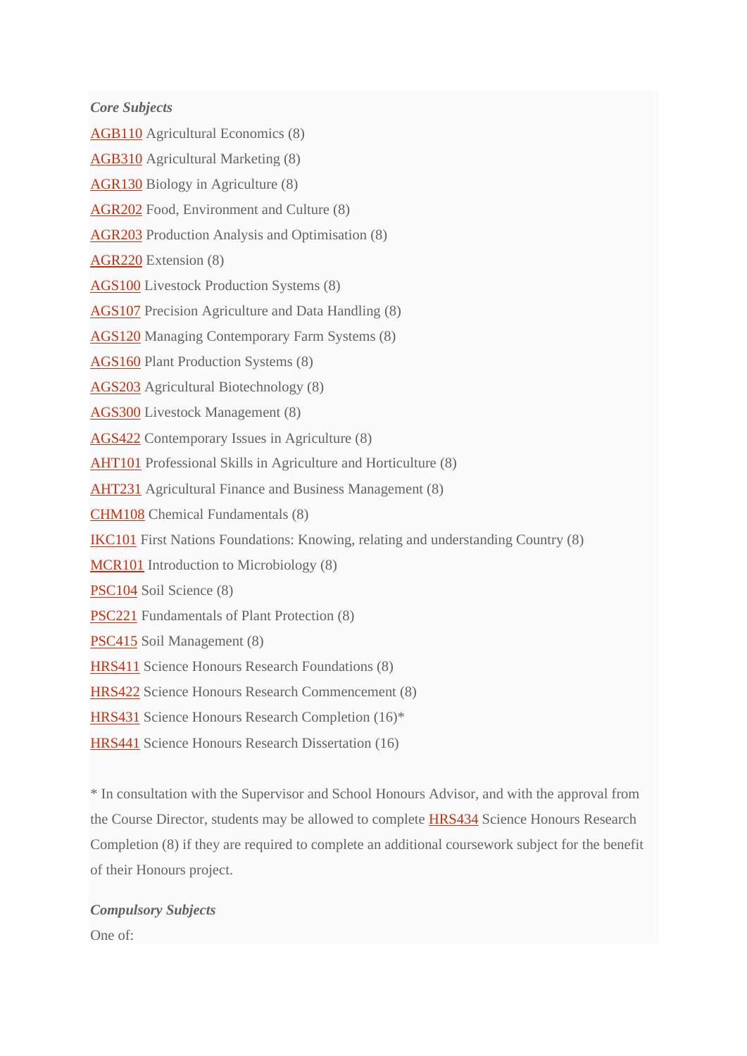***Core Subjects***

AGB110 Agricultural Economics (8)

AGB310 Agricultural Marketing (8)

AGR130 Biology in Agriculture (8)

AGR202 Food, Environment and Culture (8)

AGR203 Production Analysis and Optimisation (8)

AGR220 Extension (8)

AGS100 Livestock Production Systems (8)

AGS107 Precision Agriculture and Data Handling (8)

AGS120 Managing Contemporary Farm Systems (8)

AGS160 Plant Production Systems (8)

AGS203 Agricultural Biotechnology (8)

AGS300 Livestock Management (8)

AGS422 Contemporary Issues in Agriculture (8)

AHT101 Professional Skills in Agriculture and Horticulture (8)

AHT231 Agricultural Finance and Business Management (8)

CHM108 Chemical Fundamentals (8)

IKC101 First Nations Foundations: Knowing, relating and understanding Country (8)

MCR101 Introduction to Microbiology (8)

PSC104 Soil Science (8)

PSC221 Fundamentals of Plant Protection (8)

PSC415 Soil Management (8)

HRS411 Science Honours Research Foundations (8)

HRS422 Science Honours Research Commencement (8)

HRS431 Science Honours Research Completion (16)*

HRS441 Science Honours Research Dissertation (16)

* In consultation with the Supervisor and School Honours Advisor, and with the approval from the Course Director, students may be allowed to complete HRS434 Science Honours Research Completion (8) if they are required to complete an additional coursework subject for the benefit of their Honours project.

***Compulsory Subjects***

One of: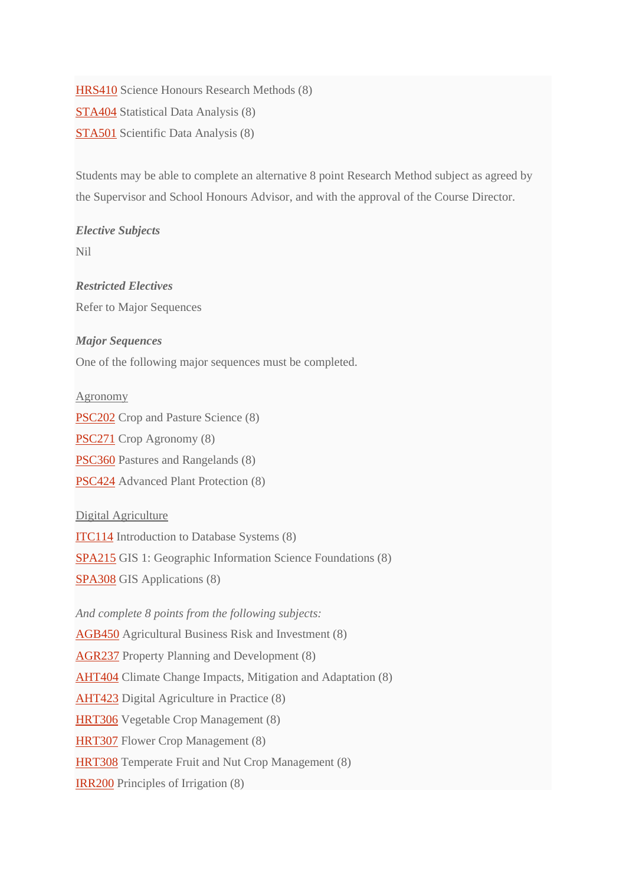HRS410 Science Honours Research Methods (8)
STA404 Statistical Data Analysis (8)
STA501 Scientific Data Analysis (8)

Students may be able to complete an alternative 8 point Research Method subject as agreed by the Supervisor and School Honours Advisor, and with the approval of the Course Director.

***Elective Subjects***

Nil

***Restricted Electives***

Refer to Major Sequences

***Major Sequences***

One of the following major sequences must be completed.

Agronomy

PSC202 Crop and Pasture Science (8)
PSC271 Crop Agronomy (8)
PSC360 Pastures and Rangelands (8)
PSC424 Advanced Plant Protection (8)

Digital Agriculture

ITC114 Introduction to Database Systems (8)
SPA215 GIS 1: Geographic Information Science Foundations (8)
SPA308 GIS Applications (8)

*And complete 8 points from the following subjects:*

AGB450 Agricultural Business Risk and Investment (8)
AGR237 Property Planning and Development (8)
AHT404 Climate Change Impacts, Mitigation and Adaptation (8)
AHT423 Digital Agriculture in Practice (8)
HRT306 Vegetable Crop Management (8)
HRT307 Flower Crop Management (8)
HRT308 Temperate Fruit and Nut Crop Management (8)
IRR200 Principles of Irrigation (8)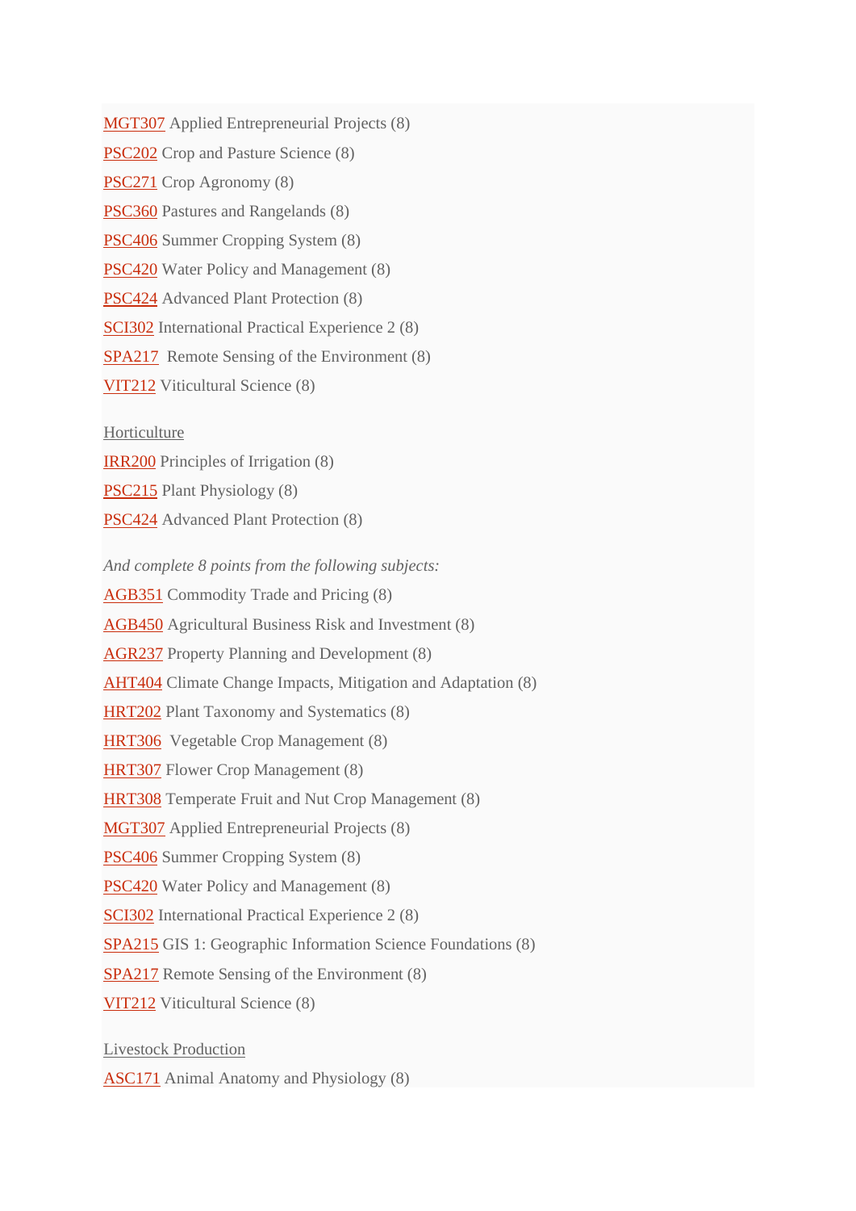MGT307 Applied Entrepreneurial Projects (8)

PSC202 Crop and Pasture Science (8)

PSC271 Crop Agronomy (8)

PSC360 Pastures and Rangelands (8)

PSC406 Summer Cropping System (8)

PSC420 Water Policy and Management (8)

PSC424 Advanced Plant Protection (8)

SCI302 International Practical Experience 2 (8)

SPA217 Remote Sensing of the Environment (8)

VIT212 Viticultural Science (8)

Horticulture

IRR200 Principles of Irrigation (8)

PSC215 Plant Physiology (8)

PSC424 Advanced Plant Protection (8)

*And complete 8 points from the following subjects:*

AGB351 Commodity Trade and Pricing (8)

AGB450 Agricultural Business Risk and Investment (8)

AGR237 Property Planning and Development (8)

AHT404 Climate Change Impacts, Mitigation and Adaptation (8)

HRT202 Plant Taxonomy and Systematics (8)

HRT306 Vegetable Crop Management (8)

HRT307 Flower Crop Management (8)

HRT308 Temperate Fruit and Nut Crop Management (8)

MGT307 Applied Entrepreneurial Projects (8)

PSC406 Summer Cropping System (8)

PSC420 Water Policy and Management (8)

SCI302 International Practical Experience 2 (8)

SPA215 GIS 1: Geographic Information Science Foundations (8)

SPA217 Remote Sensing of the Environment (8)

VIT212 Viticultural Science (8)

Livestock Production

ASC171 Animal Anatomy and Physiology (8)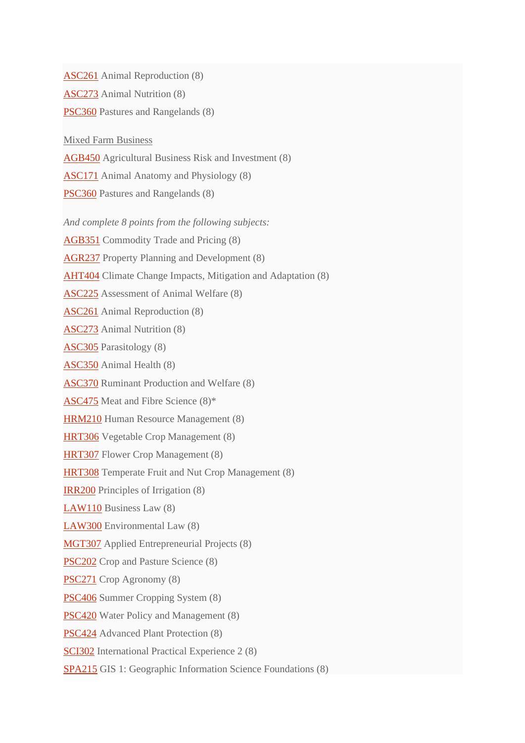ASC261 Animal Reproduction (8)

ASC273 Animal Nutrition (8)

PSC360 Pastures and Rangelands (8)

Mixed Farm Business

AGB450 Agricultural Business Risk and Investment (8)

ASC171 Animal Anatomy and Physiology (8)

PSC360 Pastures and Rangelands (8)

*And complete 8 points from the following subjects:*

AGB351 Commodity Trade and Pricing (8)

AGR237 Property Planning and Development (8)

AHT404 Climate Change Impacts, Mitigation and Adaptation (8)

ASC225 Assessment of Animal Welfare (8)

ASC261 Animal Reproduction (8)

ASC273 Animal Nutrition (8)

ASC305 Parasitology (8)

ASC350 Animal Health (8)

ASC370 Ruminant Production and Welfare (8)

ASC475 Meat and Fibre Science (8)*

HRM210 Human Resource Management (8)

HRT306 Vegetable Crop Management (8)

HRT307 Flower Crop Management (8)

HRT308 Temperate Fruit and Nut Crop Management (8)

IRR200 Principles of Irrigation (8)

LAW110 Business Law (8)

LAW300 Environmental Law (8)

MGT307 Applied Entrepreneurial Projects (8)

PSC202 Crop and Pasture Science (8)

PSC271 Crop Agronomy (8)

PSC406 Summer Cropping System (8)

PSC420 Water Policy and Management (8)

PSC424 Advanced Plant Protection (8)

SCI302 International Practical Experience 2 (8)

SPA215 GIS 1: Geographic Information Science Foundations (8)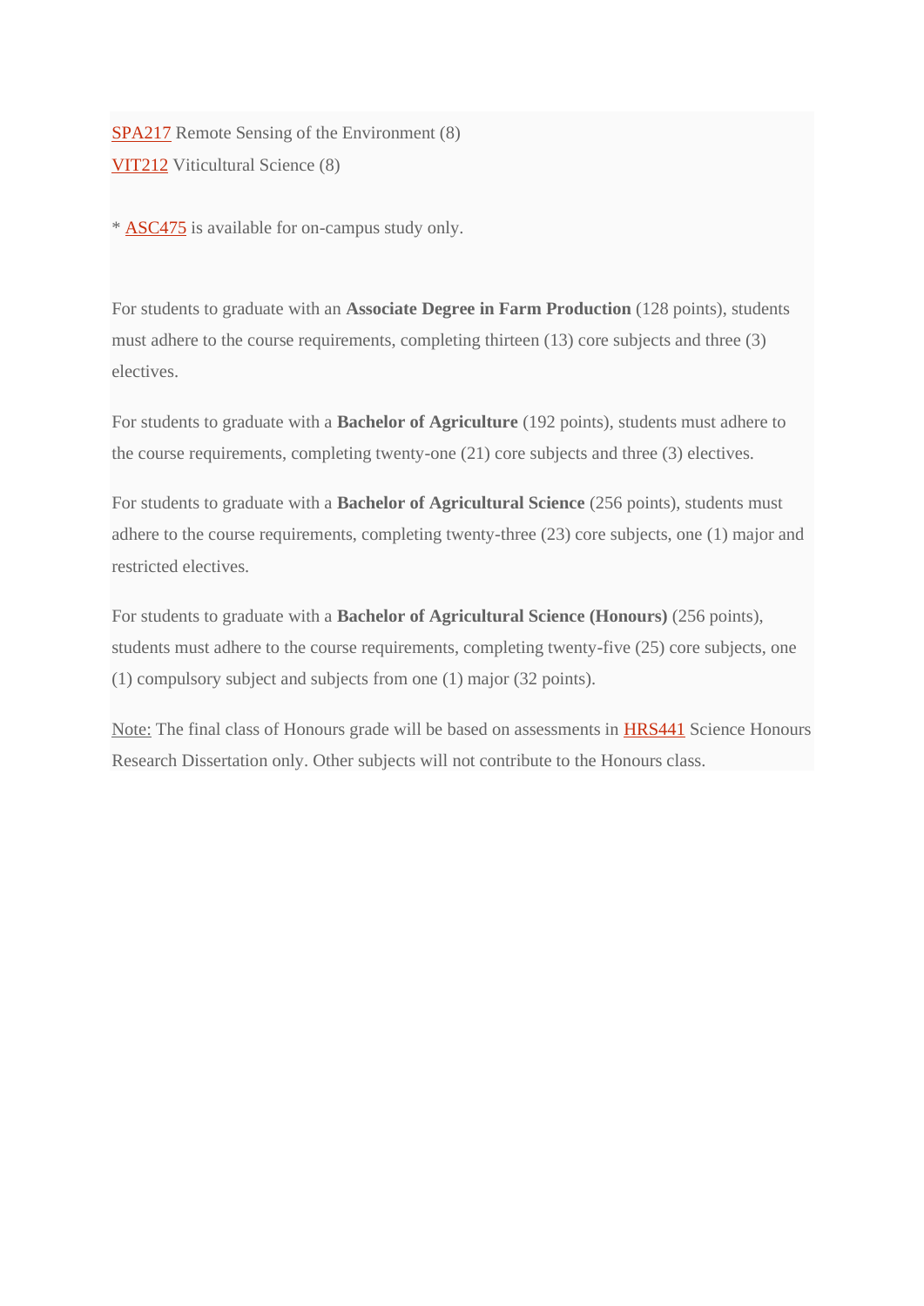SPA217 Remote Sensing of the Environment (8)
VIT212 Viticultural Science (8)

* ASC475 is available for on-campus study only.

For students to graduate with an **Associate Degree in Farm Production** (128 points), students must adhere to the course requirements, completing thirteen (13) core subjects and three (3) electives.

For students to graduate with a **Bachelor of Agriculture** (192 points), students must adhere to the course requirements, completing twenty-one (21) core subjects and three (3) electives.

For students to graduate with a **Bachelor of Agricultural Science** (256 points), students must adhere to the course requirements, completing twenty-three (23) core subjects, one (1) major and restricted electives.

For students to graduate with a **Bachelor of Agricultural Science (Honours)** (256 points), students must adhere to the course requirements, completing twenty-five (25) core subjects, one (1) compulsory subject and subjects from one (1) major (32 points).

Note: The final class of Honours grade will be based on assessments in HRS441 Science Honours Research Dissertation only. Other subjects will not contribute to the Honours class.